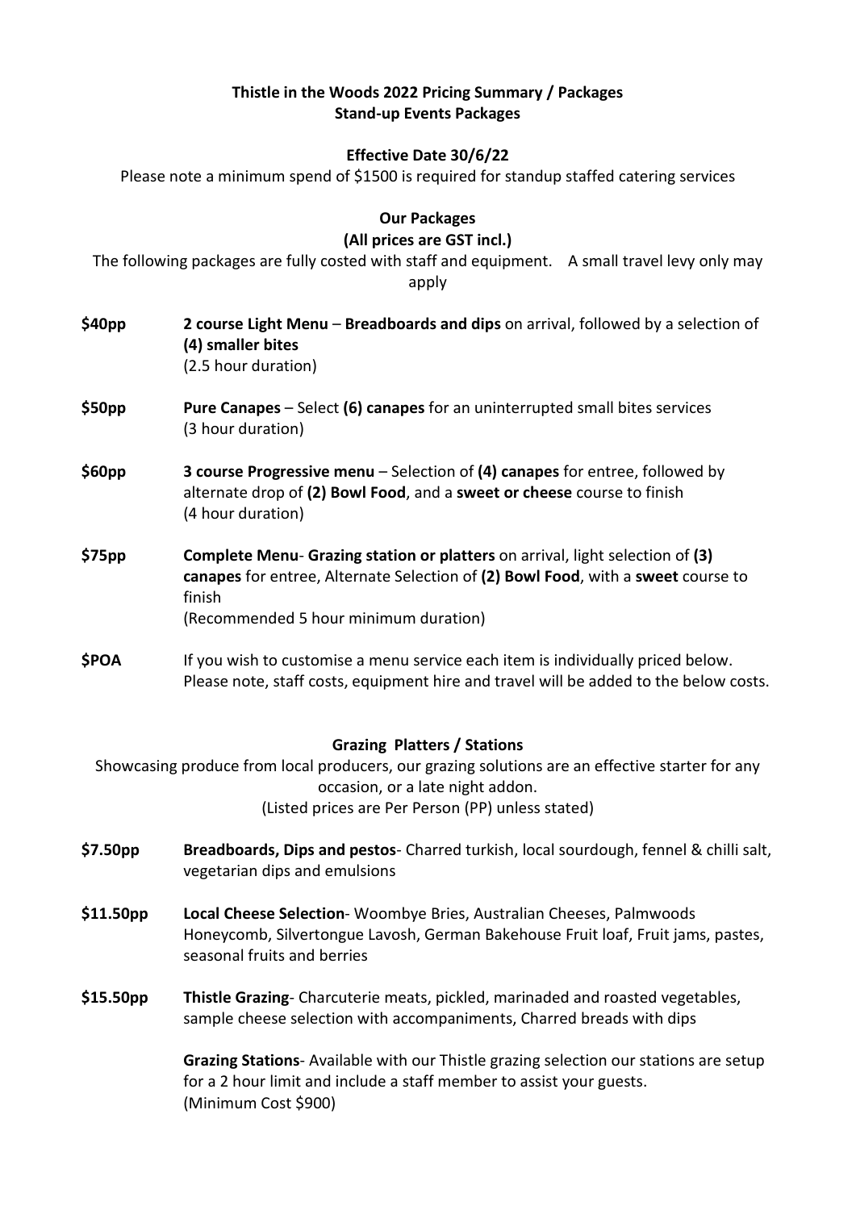**Thistle in the Woods 2022 Pricing Summary / Packages**
**Stand-up Events Packages**

**Effective Date 30/6/22**

Please note a minimum spend of $1500 is required for standup staffed catering services

## Our Packages

**(All prices are GST incl.)**

The following packages are fully costed with staff and equipment. A small travel levy only may apply

**$40pp** — **2 course Light Menu** – **Breadboards and dips** on arrival, followed by a selection of **(4) smaller bites**
(2.5 hour duration)

**$50pp** — **Pure Canapes** – Select **(6) canapes** for an uninterrupted small bites services
(3 hour duration)

**$60pp** — **3 course Progressive menu** – Selection of **(4) canapes** for entree, followed by alternate drop of **(2) Bowl Food**, and a **sweet or cheese** course to finish
(4 hour duration)

**$75pp** — **Complete Menu**- **Grazing station or platters** on arrival, light selection of **(3) canapes** for entree, Alternate Selection of **(2) Bowl Food**, with a **sweet** course to finish
(Recommended 5 hour minimum duration)

**$POA** — If you wish to customise a menu service each item is individually priced below. Please note, staff costs, equipment hire and travel will be added to the below costs.

## Grazing Platters / Stations

Showcasing produce from local producers, our grazing solutions are an effective starter for any occasion, or a late night addon.
(Listed prices are Per Person (PP) unless stated)

**$7.50pp** — **Breadboards, Dips and pestos**- Charred turkish, local sourdough, fennel & chilli salt, vegetarian dips and emulsions

**$11.50pp** — **Local Cheese Selection**- Woombye Bries, Australian Cheeses, Palmwoods Honeycomb, Silvertongue Lavosh, German Bakehouse Fruit loaf, Fruit jams, pastes, seasonal fruits and berries

**$15.50pp** — **Thistle Grazing**- Charcuterie meats, pickled, marinaded and roasted vegetables, sample cheese selection with accompaniments, Charred breads with dips

**Grazing Stations**- Available with our Thistle grazing selection our stations are setup for a 2 hour limit and include a staff member to assist your guests.
(Minimum Cost $900)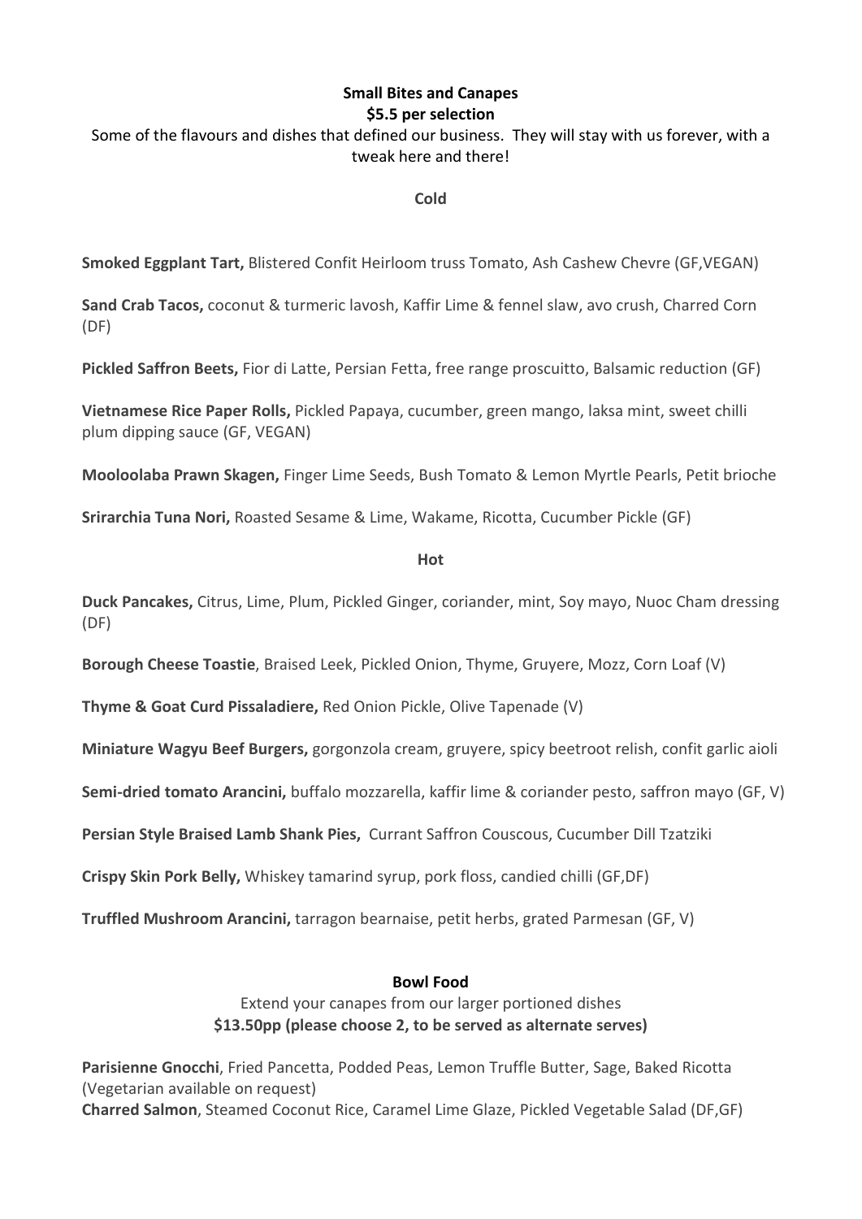## Small Bites and Canapes

**$5.5 per selection**

Some of the flavours and dishes that defined our business. They will stay with us forever, with a tweak here and there!

### Cold

**Smoked Eggplant Tart,** Blistered Confit Heirloom truss Tomato, Ash Cashew Chevre (GF,VEGAN)

**Sand Crab Tacos,** coconut & turmeric lavosh, Kaffir Lime & fennel slaw, avo crush, Charred Corn (DF)

**Pickled Saffron Beets,** Fior di Latte, Persian Fetta, free range proscuitto, Balsamic reduction (GF)

**Vietnamese Rice Paper Rolls,** Pickled Papaya, cucumber, green mango, laksa mint, sweet chilli plum dipping sauce (GF, VEGAN)

**Mooloolaba Prawn Skagen,** Finger Lime Seeds, Bush Tomato & Lemon Myrtle Pearls, Petit brioche

**Srirarchia Tuna Nori,** Roasted Sesame & Lime, Wakame, Ricotta, Cucumber Pickle (GF)

### Hot

**Duck Pancakes,** Citrus, Lime, Plum, Pickled Ginger, coriander, mint, Soy mayo, Nuoc Cham dressing (DF)

**Borough Cheese Toastie**, Braised Leek, Pickled Onion, Thyme, Gruyere, Mozz, Corn Loaf (V)

**Thyme & Goat Curd Pissaladiere,** Red Onion Pickle, Olive Tapenade (V)

**Miniature Wagyu Beef Burgers,** gorgonzola cream, gruyere, spicy beetroot relish, confit garlic aioli

**Semi-dried tomato Arancini,** buffalo mozzarella, kaffir lime & coriander pesto, saffron mayo (GF, V)

**Persian Style Braised Lamb Shank Pies,** Currant Saffron Couscous, Cucumber Dill Tzatziki

**Crispy Skin Pork Belly,** Whiskey tamarind syrup, pork floss, candied chilli (GF,DF)

**Truffled Mushroom Arancini,** tarragon bearnaise, petit herbs, grated Parmesan (GF, V)

## Bowl Food

Extend your canapes from our larger portioned dishes

**$13.50pp (please choose 2, to be served as alternate serves)**

**Parisienne Gnocchi**, Fried Pancetta, Podded Peas, Lemon Truffle Butter, Sage, Baked Ricotta (Vegetarian available on request)

**Charred Salmon**, Steamed Coconut Rice, Caramel Lime Glaze, Pickled Vegetable Salad (DF,GF)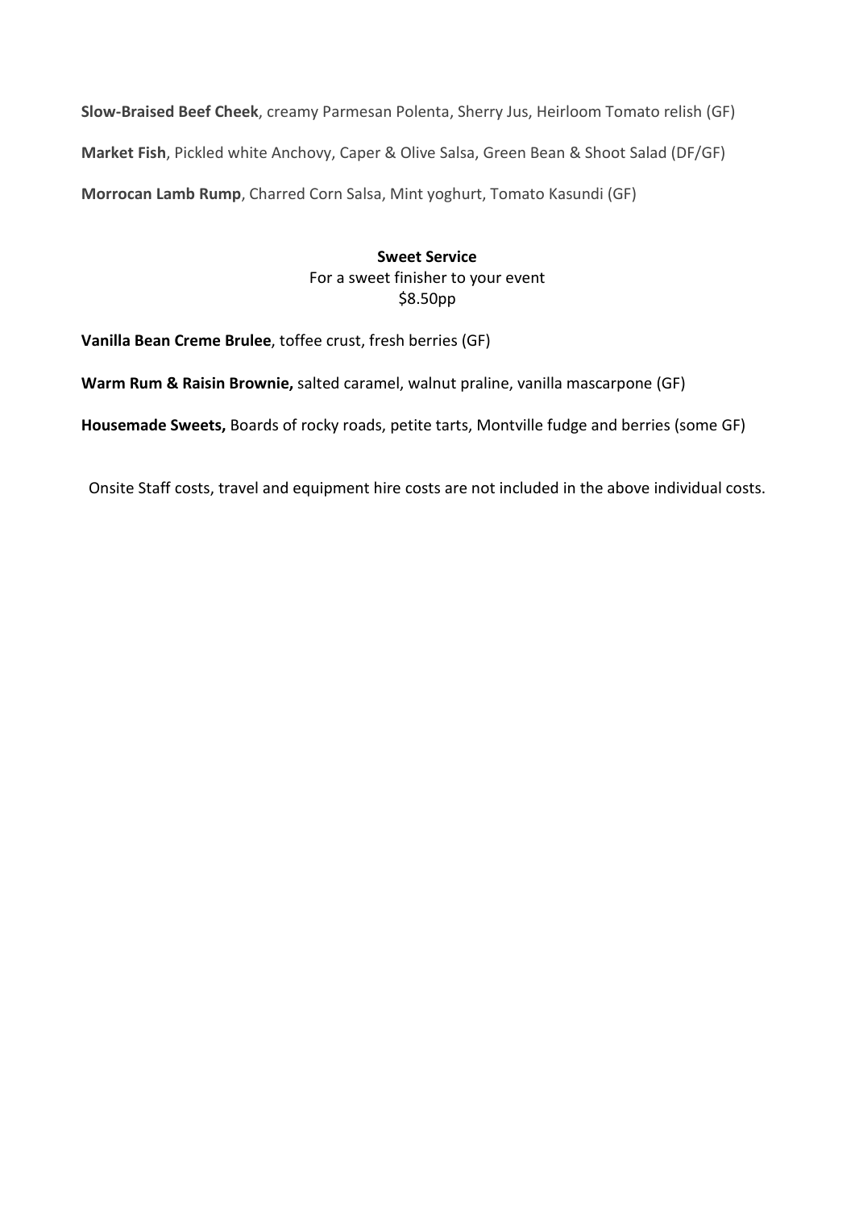**Slow-Braised Beef Cheek**, creamy Parmesan Polenta, Sherry Jus, Heirloom Tomato relish (GF)

**Market Fish**, Pickled white Anchovy, Caper & Olive Salsa, Green Bean & Shoot Salad (DF/GF)

**Morrocan Lamb Rump**, Charred Corn Salsa, Mint yoghurt, Tomato Kasundi (GF)

**Sweet Service**

For a sweet finisher to your event

$8.50pp

**Vanilla Bean Creme Brulee**, toffee crust, fresh berries (GF)

**Warm Rum & Raisin Brownie,** salted caramel, walnut praline, vanilla mascarpone (GF)

**Housemade Sweets,** Boards of rocky roads, petite tarts, Montville fudge and berries (some GF)

Onsite Staff costs, travel and equipment hire costs are not included in the above individual costs.